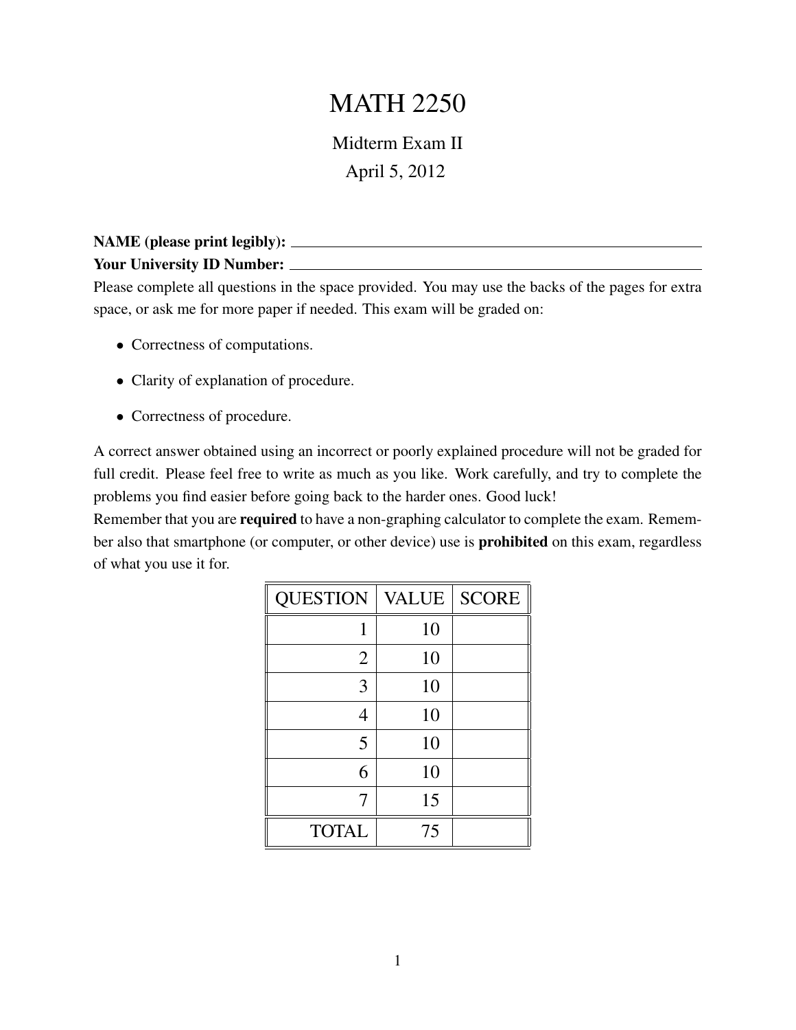# MATH 2250

## Midterm Exam II

April 5, 2012

**NAME (please print legibly):** ______________________________

**Your University ID Number:** ______________________________

Please complete all questions in the space provided. You may use the backs of the pages for extra space, or ask me for more paper if needed. This exam will be graded on:

- Correctness of computations.
- Clarity of explanation of procedure.
- Correctness of procedure.

A correct answer obtained using an incorrect or poorly explained procedure will not be graded for full credit. Please feel free to write as much as you like. Work carefully, and try to complete the problems you find easier before going back to the harder ones. Good luck!

Remember that you are **required** to have a non-graphing calculator to complete the exam. Remember also that smartphone (or computer, or other device) use is **prohibited** on this exam, regardless of what you use it for.

| QUESTION | VALUE | SCORE |
|---|---|---|
| 1 | 10 | |
| 2 | 10 | |
| 3 | 10 | |
| 4 | 10 | |
| 5 | 10 | |
| 6 | 10 | |
| 7 | 15 | |
| TOTAL | 75 | |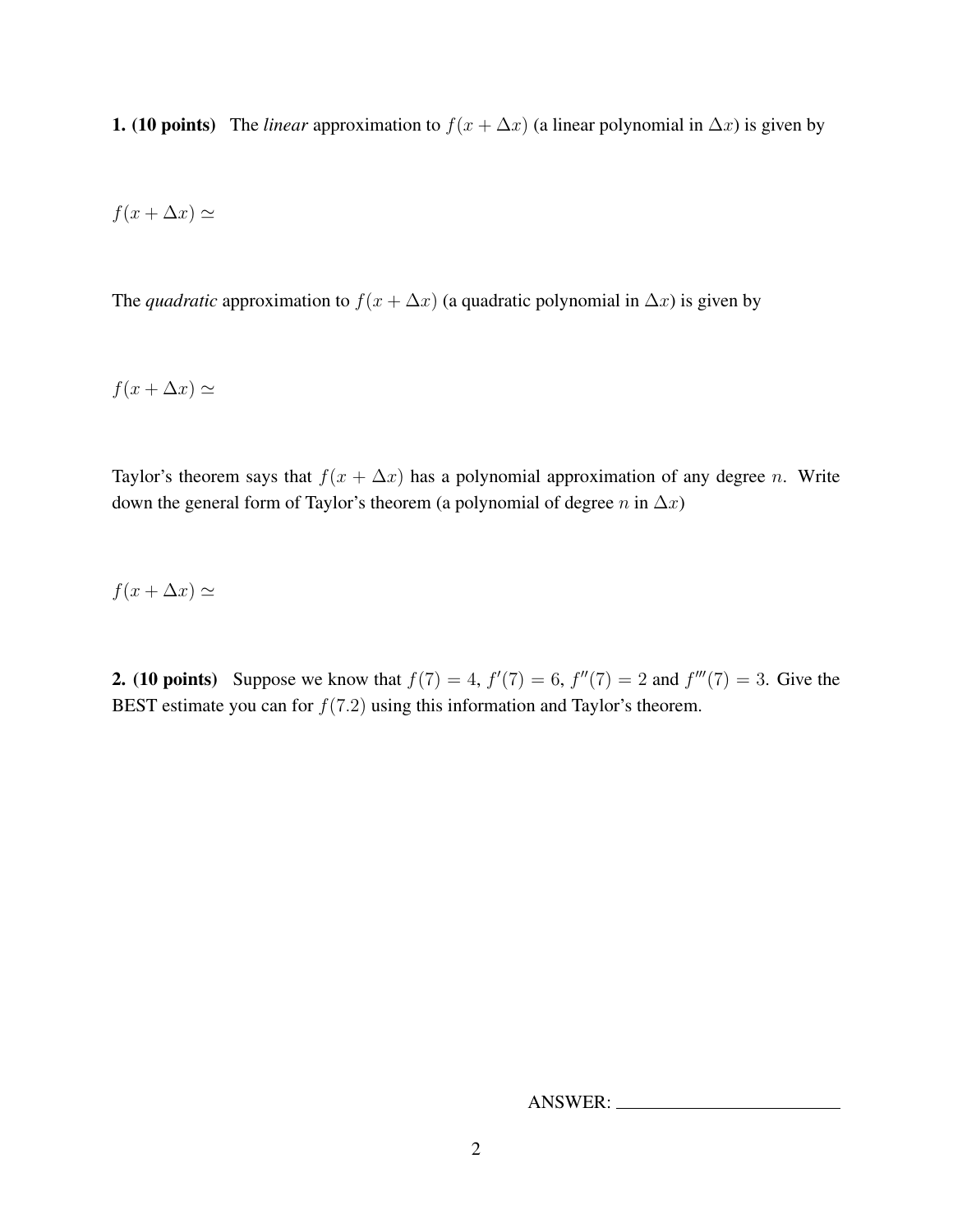**1. (10 points)** The *linear* approximation to $f(x + \Delta x)$ (a linear polynomial in $\Delta x$) is given by

$f(x + \Delta x) \simeq$

The *quadratic* approximation to $f(x + \Delta x)$ (a quadratic polynomial in $\Delta x$) is given by

$f(x + \Delta x) \simeq$

Taylor's theorem says that $f(x + \Delta x)$ has a polynomial approximation of any degree $n$. Write down the general form of Taylor's theorem (a polynomial of degree $n$ in $\Delta x$)

$f(x + \Delta x) \simeq$

**2. (10 points)** Suppose we know that $f(7) = 4$, $f'(7) = 6$, $f''(7) = 2$ and $f'''(7) = 3$. Give the BEST estimate you can for $f(7.2)$ using this information and Taylor's theorem.

ANSWER: ________________________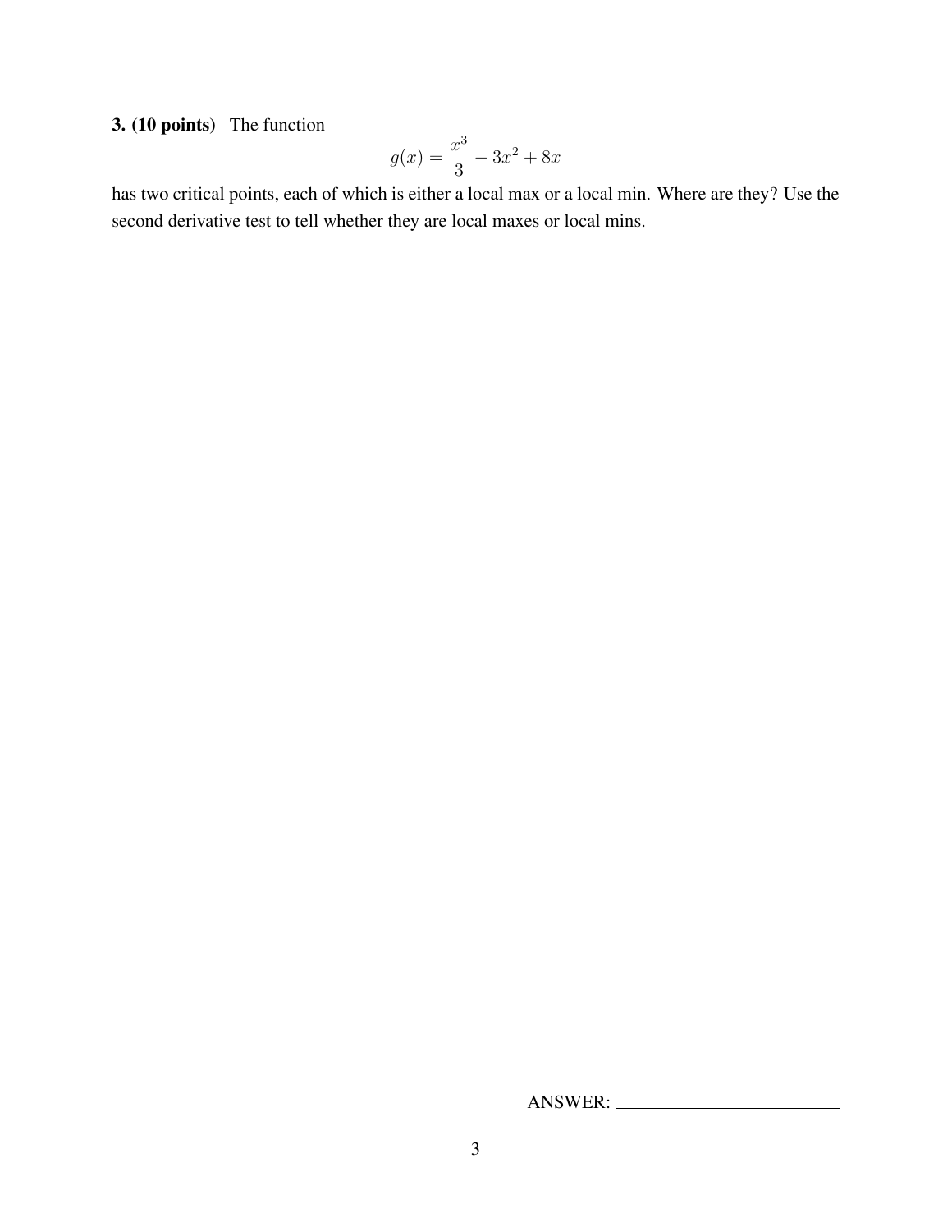**3. (10 points)** The function

$$g(x) = \frac{x^3}{3} - 3x^2 + 8x$$

has two critical points, each of which is either a local max or a local min. Where are they? Use the second derivative test to tell whether they are local maxes or local mins.

ANSWER: \_\_\_\_\_\_\_\_\_\_\_\_\_\_\_\_\_\_\_\_\_\_\_\_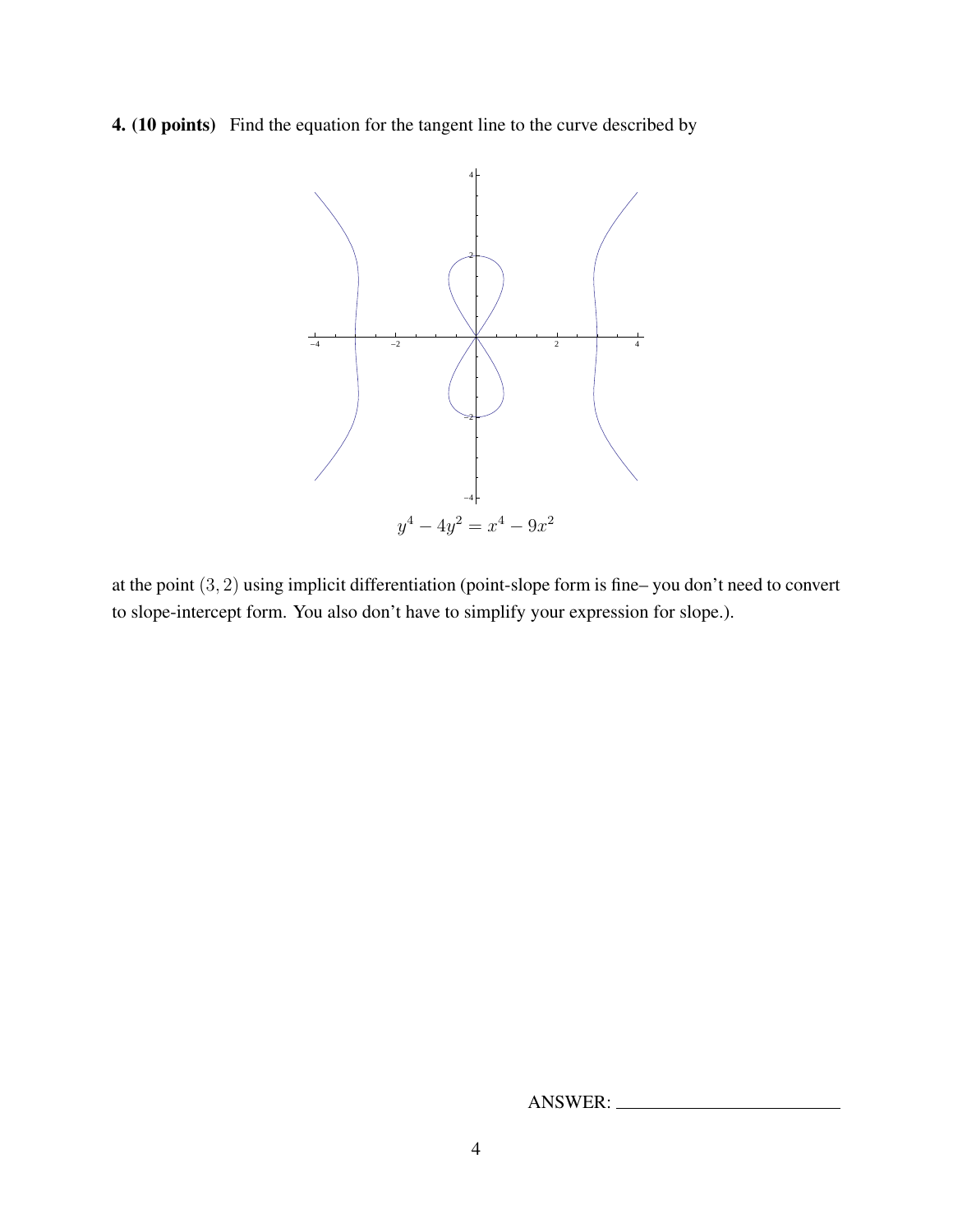**4. (10 points)** Find the equation for the tangent line to the curve described by

$$y^4 - 4y^2 = x^4 - 9x^2$$

at the point $(3, 2)$ using implicit differentiation (point-slope form is fine– you don't need to convert to slope-intercept form. You also don't have to simplify your expression for slope.).

ANSWER: ________________________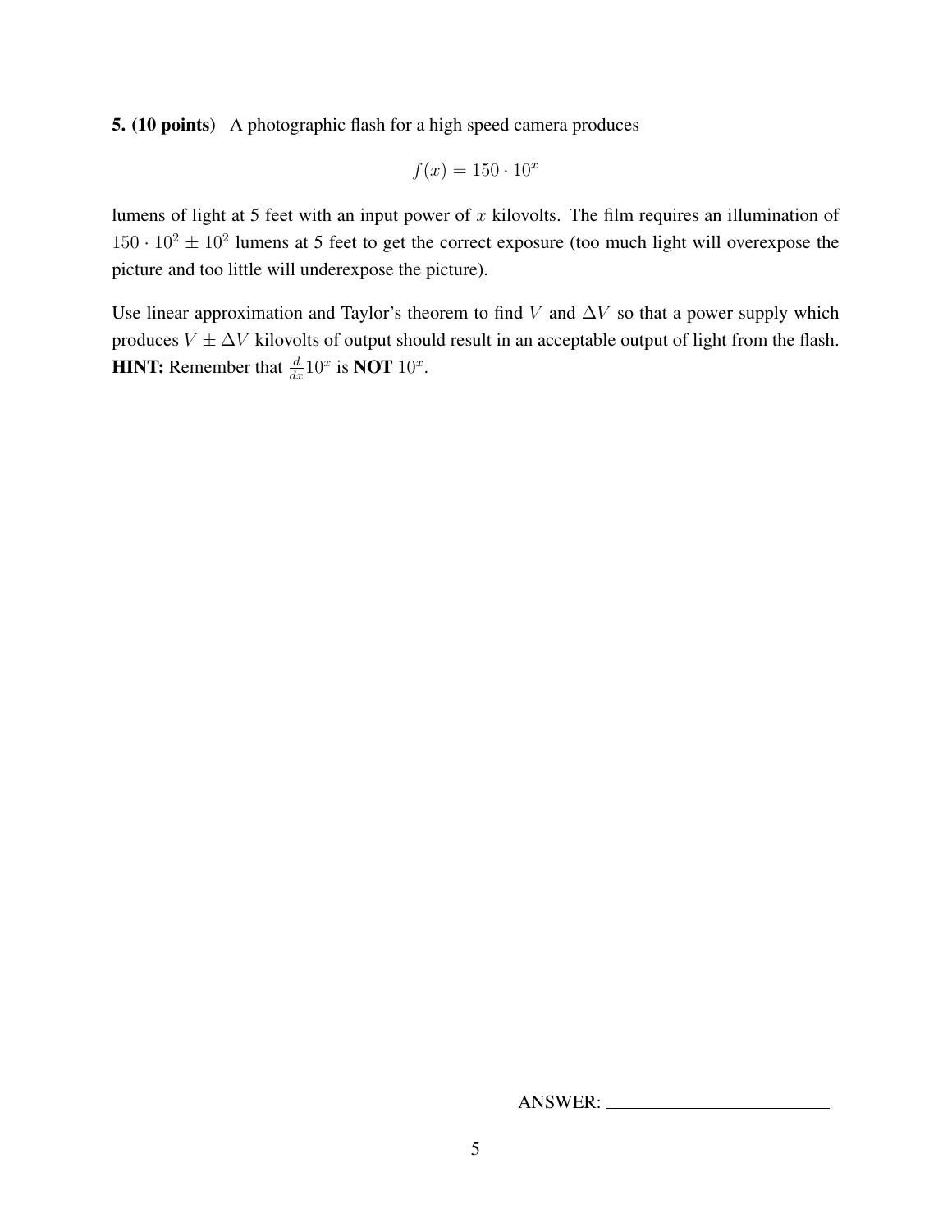**5. (10 points)** A photographic flash for a high speed camera produces

$$f(x) = 150 \cdot 10^x$$

lumens of light at 5 feet with an input power of $x$ kilovolts. The film requires an illumination of $150 \cdot 10^2 \pm 10^2$ lumens at 5 feet to get the correct exposure (too much light will overexpose the picture and too little will underexpose the picture).

Use linear approximation and Taylor's theorem to find $V$ and $\Delta V$ so that a power supply which produces $V \pm \Delta V$ kilovolts of output should result in an acceptable output of light from the flash. **HINT:** Remember that $\frac{d}{dx}10^x$ is **NOT** $10^x$.

ANSWER: ______________________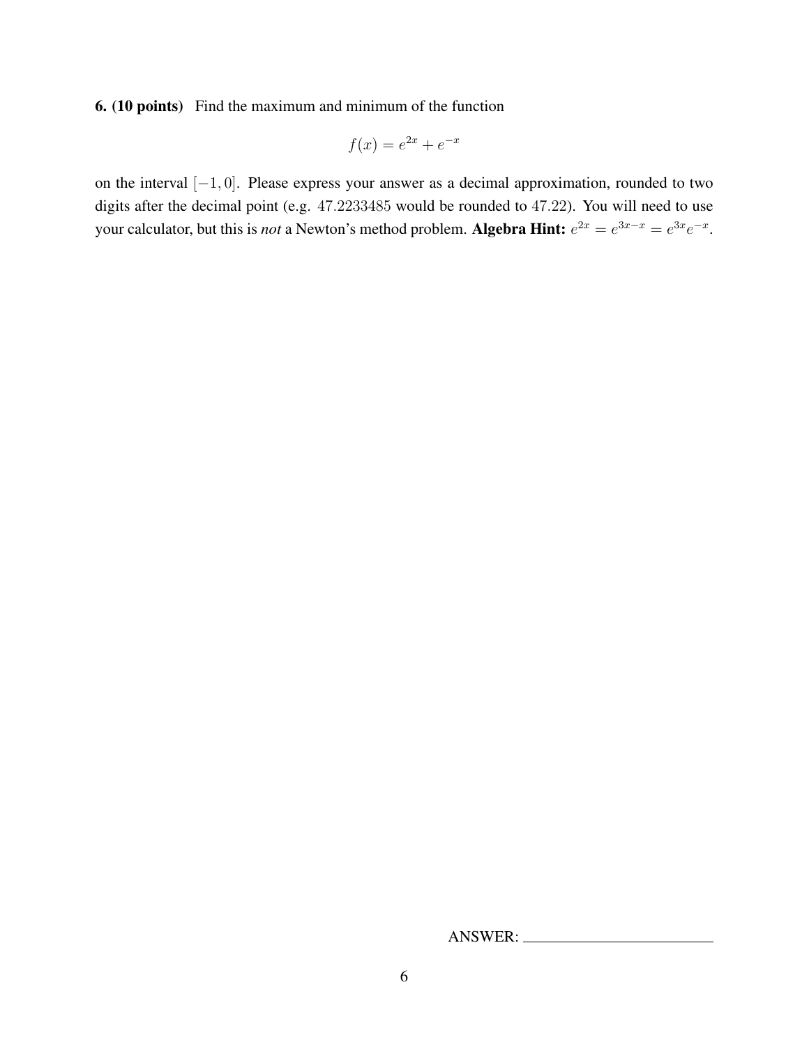**6. (10 points)** Find the maximum and minimum of the function

$$f(x) = e^{2x} + e^{-x}$$

on the interval $[-1, 0]$. Please express your answer as a decimal approximation, rounded to two digits after the decimal point (e.g. $47.2233485$ would be rounded to $47.22$). You will need to use your calculator, but this is *not* a Newton's method problem. **Algebra Hint:** $e^{2x} = e^{3x-x} = e^{3x}e^{-x}$.

ANSWER: ________________________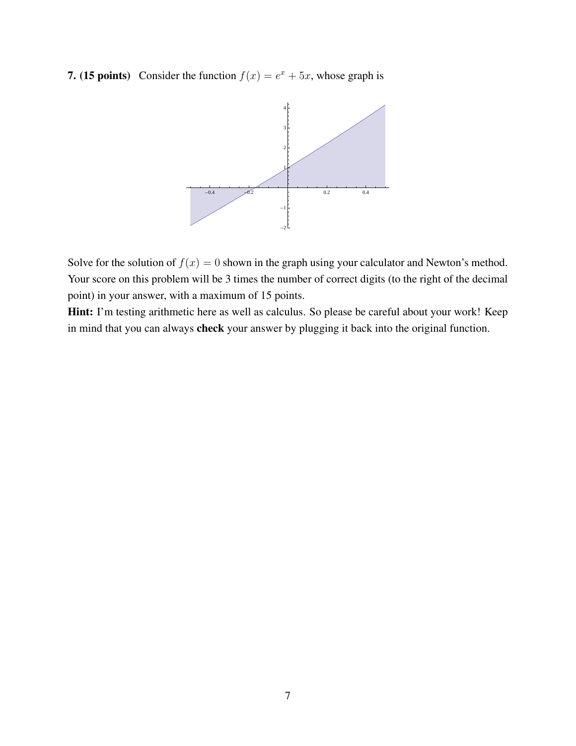**7. (15 points)** Consider the function $f(x) = e^x + 5x$, whose graph is

Solve for the solution of $f(x) = 0$ shown in the graph using your calculator and Newton's method. Your score on this problem will be 3 times the number of correct digits (to the right of the decimal point) in your answer, with a maximum of 15 points.

**Hint:** I'm testing arithmetic here as well as calculus. So please be careful about your work! Keep in mind that you can always **check** your answer by plugging it back into the original function.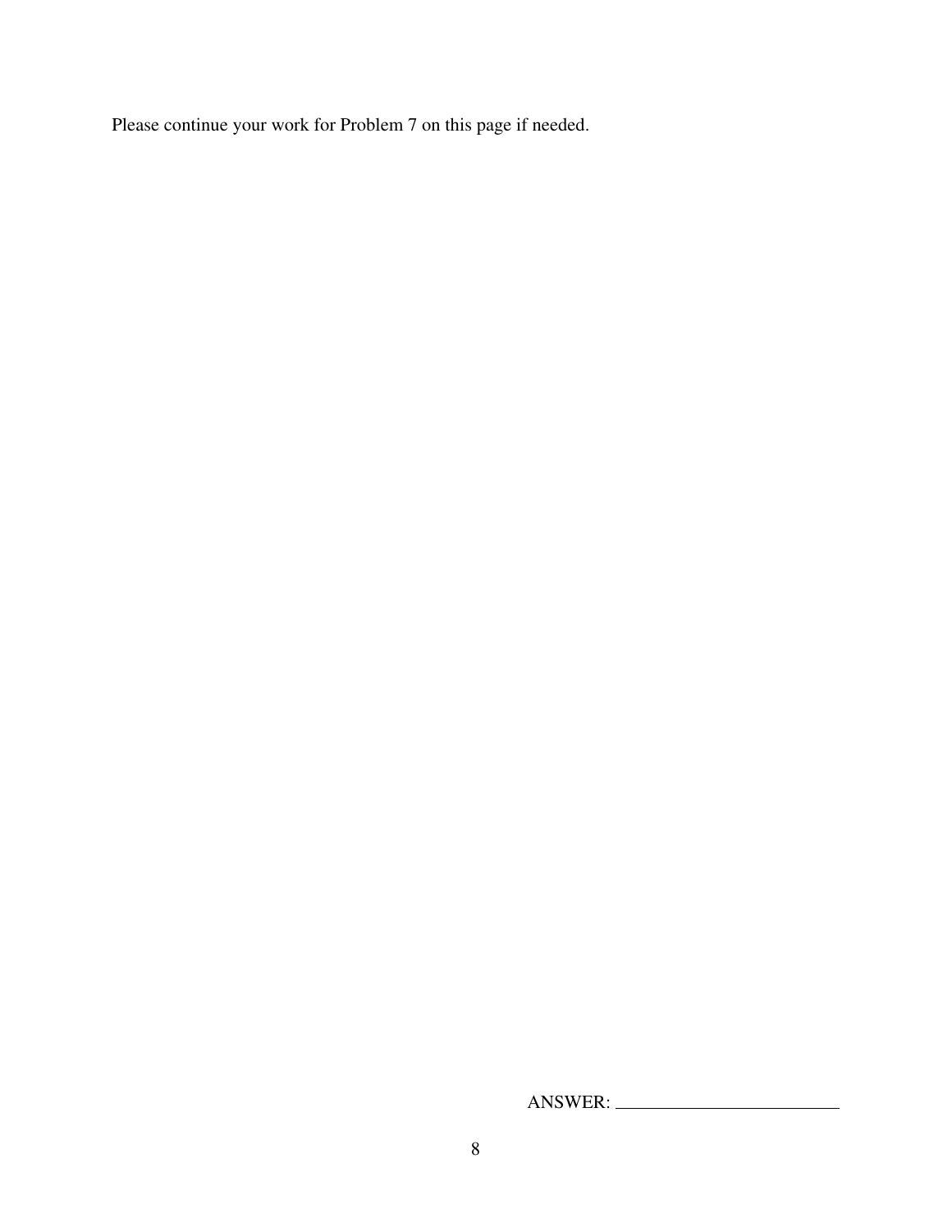Please continue your work for Problem 7 on this page if needed.

ANSWER: ________________________